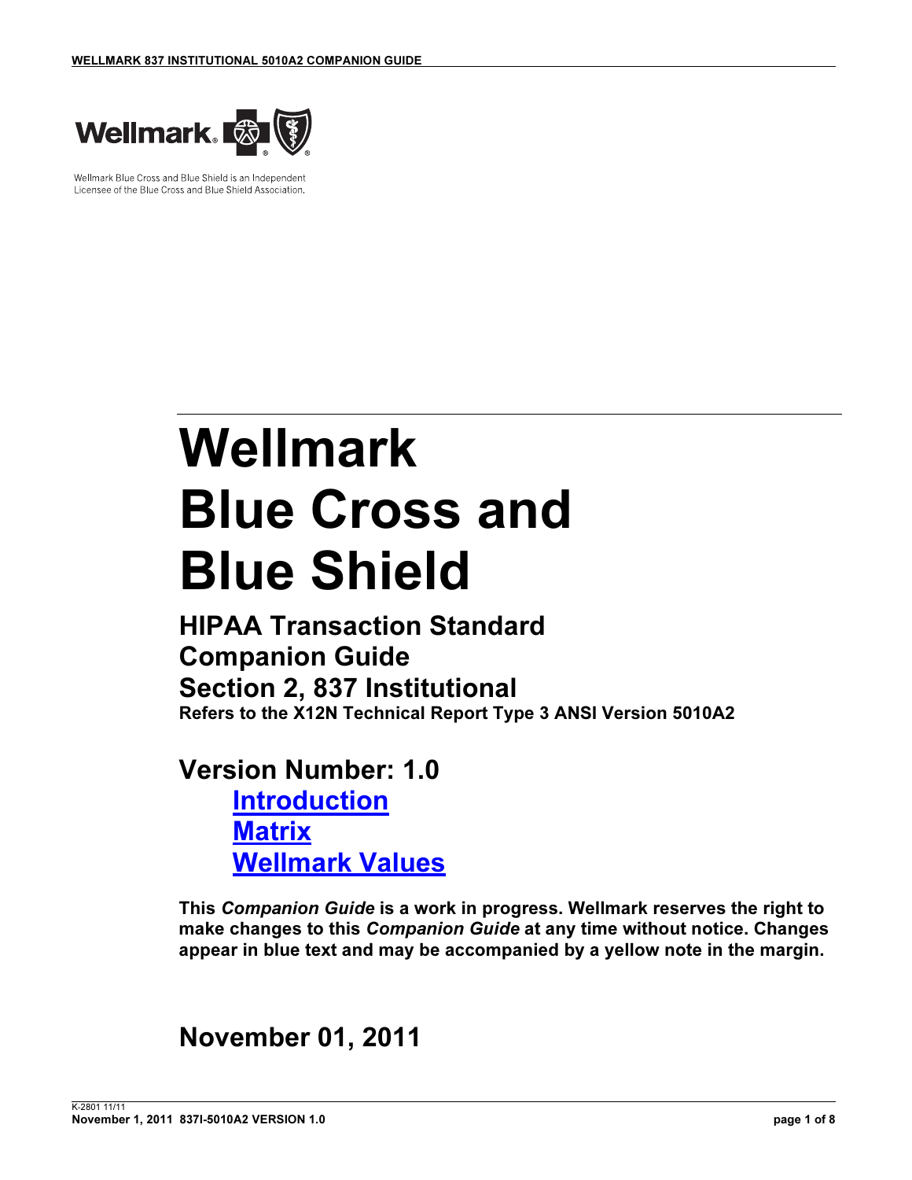Wellmark Blue Cross and Blue Shield is an Independent Licensee of the Blue Cross and Blue Shield Association.

# Wellmark Blue Cross and Blue Shield

## HIPAA Transaction Standard Companion Guide Section 2, 837 Institutional

**Refers to the X12N Technical Report Type 3 ANSI Version 5010A2**

## Version Number: 1.0

- Introduction
- Matrix
- Wellmark Values

**This *Companion Guide* is a work in progress. Wellmark reserves the right to make changes to this *Companion Guide* at any time without notice. Changes appear in blue text and may be accompanied by a yellow note in the margin.**

## November 01, 2011

K-2801 11/11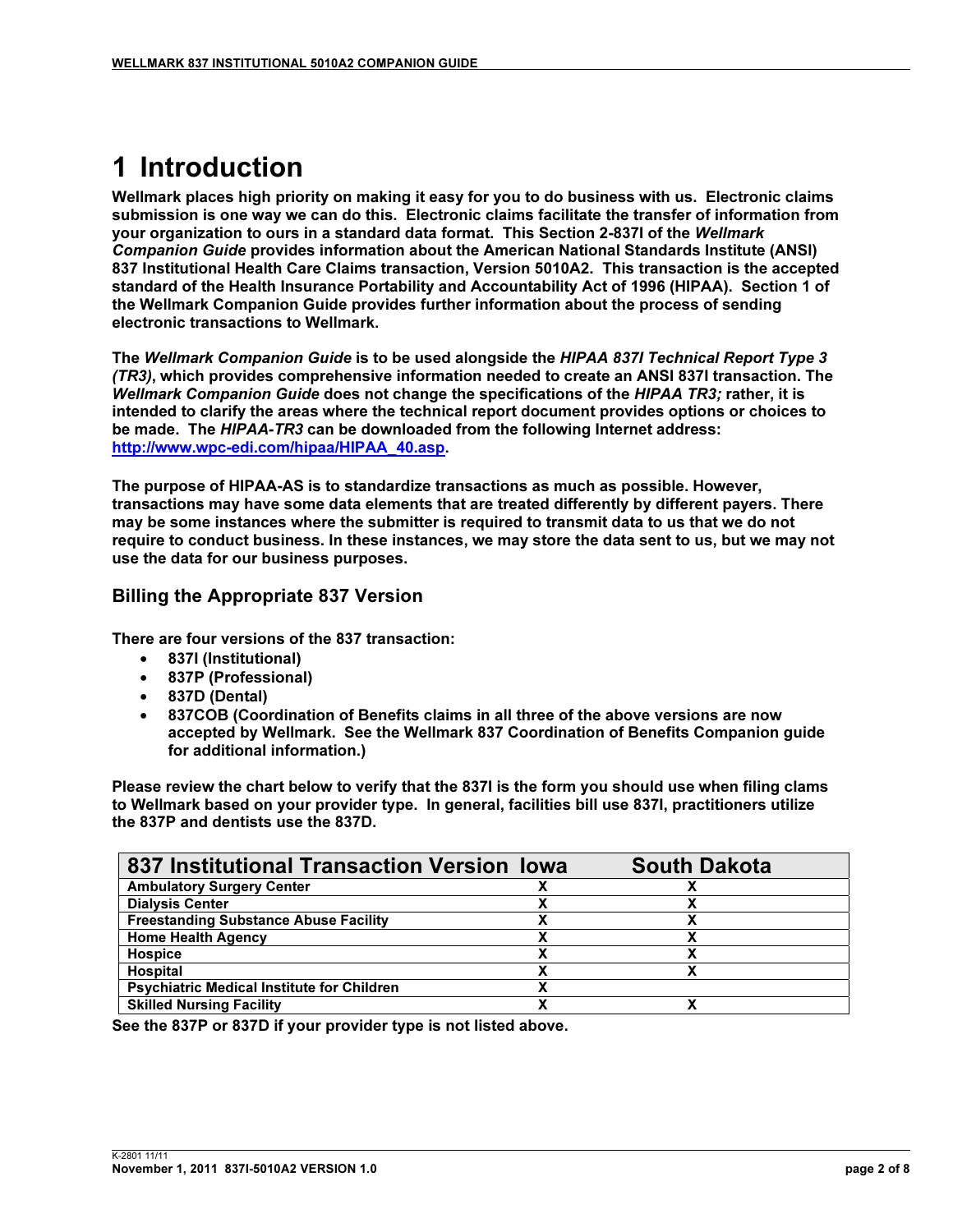# 1 Introduction

**Wellmark places high priority on making it easy for you to do business with us. Electronic claims submission is one way we can do this. Electronic claims facilitate the transfer of information from your organization to ours in a standard data format. This Section 2-837I of the *Wellmark Companion Guide* provides information about the American National Standards Institute (ANSI) 837 Institutional Health Care Claims transaction, Version 5010A2. This transaction is the accepted standard of the Health Insurance Portability and Accountability Act of 1996 (HIPAA). Section 1 of the Wellmark Companion Guide provides further information about the process of sending electronic transactions to Wellmark.**

**The *Wellmark Companion Guide* is to be used alongside the *HIPAA 837I Technical Report Type 3 (TR3)*, which provides comprehensive information needed to create an ANSI 837I transaction. The *Wellmark Companion Guide* does not change the specifications of the *HIPAA TR3;* rather, it is intended to clarify the areas where the technical report document provides options or choices to be made. The *HIPAA-TR3* can be downloaded from the following Internet address: [http://www.wpc-edi.com/hipaa/HIPAA_40.asp](http://www.wpc-edi.com/hipaa/HIPAA_40.asp).**

**The purpose of HIPAA-AS is to standardize transactions as much as possible. However, transactions may have some data elements that are treated differently by different payers. There may be some instances where the submitter is required to transmit data to us that we do not require to conduct business. In these instances, we may store the data sent to us, but we may not use the data for our business purposes.**

## Billing the Appropriate 837 Version

**There are four versions of the 837 transaction:**

- **837I (Institutional)**
- **837P (Professional)**
- **837D (Dental)**
- **837COB (Coordination of Benefits claims in all three of the above versions are now accepted by Wellmark. See the Wellmark 837 Coordination of Benefits Companion guide for additional information.)**

**Please review the chart below to verify that the 837I is the form you should use when filing clams to Wellmark based on your provider type. In general, facilities bill use 837I, practitioners utilize the 837P and dentists use the 837D.**

| 837 Institutional Transaction Version | Iowa | South Dakota |
|---|---|---|
| Ambulatory Surgery Center | X | X |
| Dialysis Center | X | X |
| Freestanding Substance Abuse Facility | X | X |
| Home Health Agency | X | X |
| Hospice | X | X |
| Hospital | X | X |
| Psychiatric Medical Institute for Children | X | |
| Skilled Nursing Facility | X | X |

**See the 837P or 837D if your provider type is not listed above.**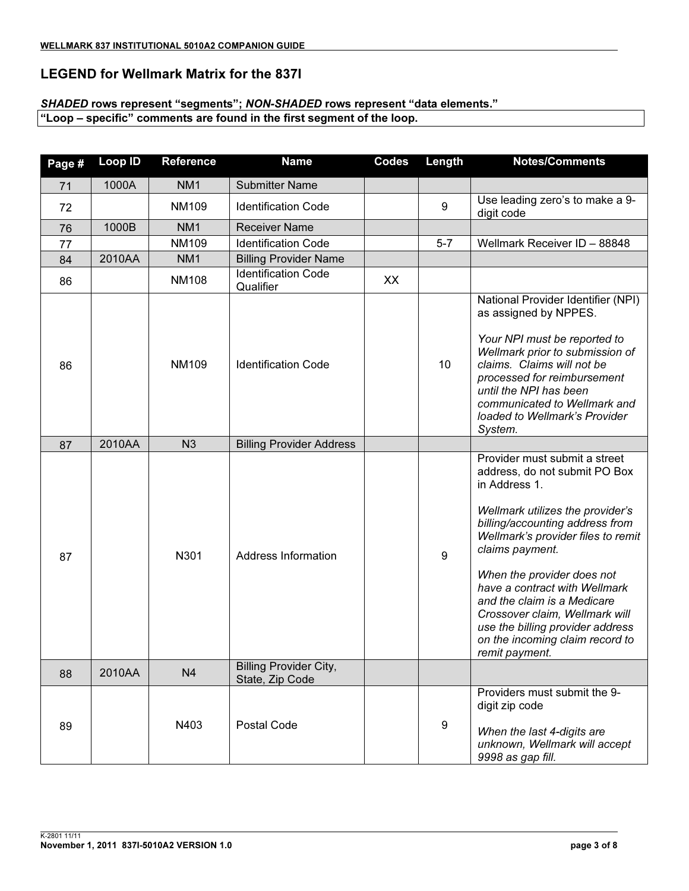## LEGEND for Wellmark Matrix for the 837I

***SHADED* rows represent "segments"; *NON-SHADED* rows represent "data elements."**

**"Loop – specific" comments are found in the first segment of the loop.**

| Page # | Loop ID | Reference | Name | Codes | Length | Notes/Comments |
|---|---|---|---|---|---|---|
| 71 | 1000A | NM1 | Submitter Name | | | |
| 72 | | NM109 | Identification Code | | 9 | Use leading zero's to make a 9-digit code |
| 76 | 1000B | NM1 | Receiver Name | | | |
| 77 | | NM109 | Identification Code | | 5-7 | Wellmark Receiver ID – 88848 |
| 84 | 2010AA | NM1 | Billing Provider Name | | | |
| 86 | | NM108 | Identification Code Qualifier | XX | | |
| 86 | | NM109 | Identification Code | | 10 | National Provider Identifier (NPI) as assigned by NPPES.<br><br>*Your NPI must be reported to Wellmark prior to submission of claims. Claims will not be processed for reimbursement until the NPI has been communicated to Wellmark and loaded to Wellmark's Provider System.* |
| 87 | 2010AA | N3 | Billing Provider Address | | | |
| 87 | | N301 | Address Information | | 9 | Provider must submit a street address, do not submit PO Box in Address 1.<br><br>*Wellmark utilizes the provider's billing/accounting address from Wellmark's provider files to remit claims payment.*<br><br>*When the provider does not have a contract with Wellmark and the claim is a Medicare Crossover claim, Wellmark will use the billing provider address on the incoming claim record to remit payment.* |
| 88 | 2010AA | N4 | Billing Provider City, State, Zip Code | | | |
| 89 | | N403 | Postal Code | | 9 | Providers must submit the 9-digit zip code<br><br>*When the last 4-digits are unknown, Wellmark will accept 9998 as gap fill.* |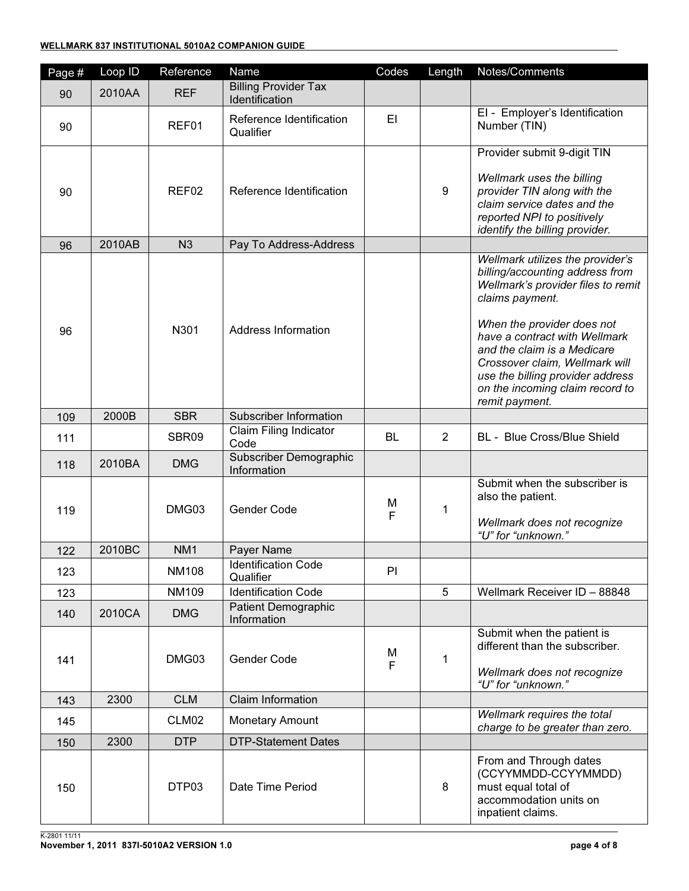| Page # | Loop ID | Reference | Name | Codes | Length | Notes/Comments |
|---|---|---|---|---|---|---|
| 90 | 2010AA | REF | Billing Provider Tax Identification | | | |
| 90 | | REF01 | Reference Identification Qualifier | EI | | EI - Employer's Identification Number (TIN) |
| 90 | | REF02 | Reference Identification | | 9 | Provider submit 9-digit TIN<br><br>*Wellmark uses the billing provider TIN along with the claim service dates and the reported NPI to positively identify the billing provider.* |
| 96 | 2010AB | N3 | Pay To Address-Address | | | |
| 96 | | N301 | Address Information | | | *Wellmark utilizes the provider's billing/accounting address from Wellmark's provider files to remit claims payment.*<br><br>*When the provider does not have a contract with Wellmark and the claim is a Medicare Crossover claim, Wellmark will use the billing provider address on the incoming claim record to remit payment.* |
| 109 | 2000B | SBR | Subscriber Information | | | |
| 111 | | SBR09 | Claim Filing Indicator Code | BL | 2 | BL - Blue Cross/Blue Shield |
| 118 | 2010BA | DMG | Subscriber Demographic Information | | | |
| 119 | | DMG03 | Gender Code | M<br>F | 1 | Submit when the subscriber is also the patient.<br><br>*Wellmark does not recognize "U" for "unknown."* |
| 122 | 2010BC | NM1 | Payer Name | | | |
| 123 | | NM108 | Identification Code Qualifier | PI | | |
| 123 | | NM109 | Identification Code | | 5 | Wellmark Receiver ID – 88848 |
| 140 | 2010CA | DMG | Patient Demographic Information | | | |
| 141 | | DMG03 | Gender Code | M<br>F | 1 | Submit when the patient is different than the subscriber.<br><br>*Wellmark does not recognize "U" for "unknown."* |
| 143 | 2300 | CLM | Claim Information | | | |
| 145 | | CLM02 | Monetary Amount | | | *Wellmark requires the total charge to be greater than zero.* |
| 150 | 2300 | DTP | DTP-Statement Dates | | | |
| 150 | | DTP03 | Date Time Period | | 8 | From and Through dates (CCYYMMDD-CCYYMMDD) must equal total of accommodation units on inpatient claims. |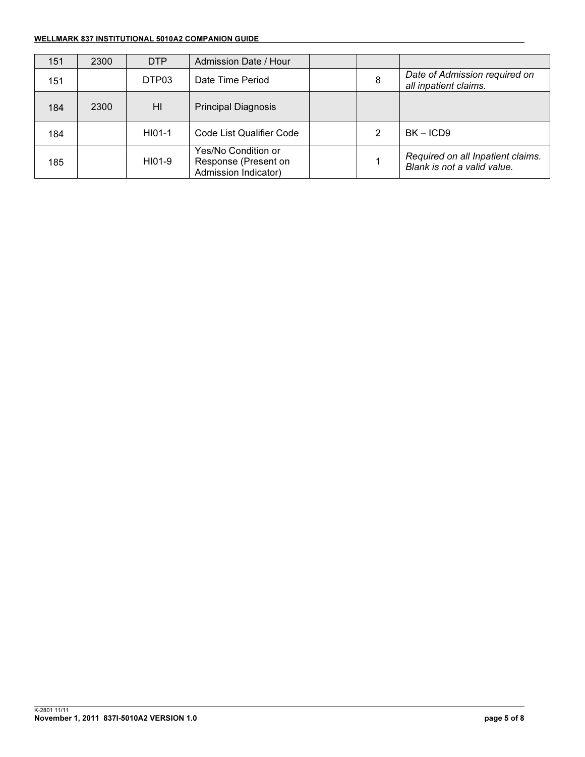| 151 | 2300 | DTP | Admission Date / Hour | | | |
|---|---|---|---|---|---|---|
| 151 | | DTP03 | Date Time Period | | 8 | *Date of Admission required on all inpatient claims.* |
| 184 | 2300 | HI | Principal Diagnosis | | | |
| 184 | | HI01-1 | Code List Qualifier Code | | 2 | BK – ICD9 |
| 185 | | HI01-9 | Yes/No Condition or Response (Present on Admission Indicator) | | 1 | *Required on all Inpatient claims. Blank is not a valid value.* |

K-2801 11/11

**November 1, 2011 837I-5010A2 VERSION 1.0**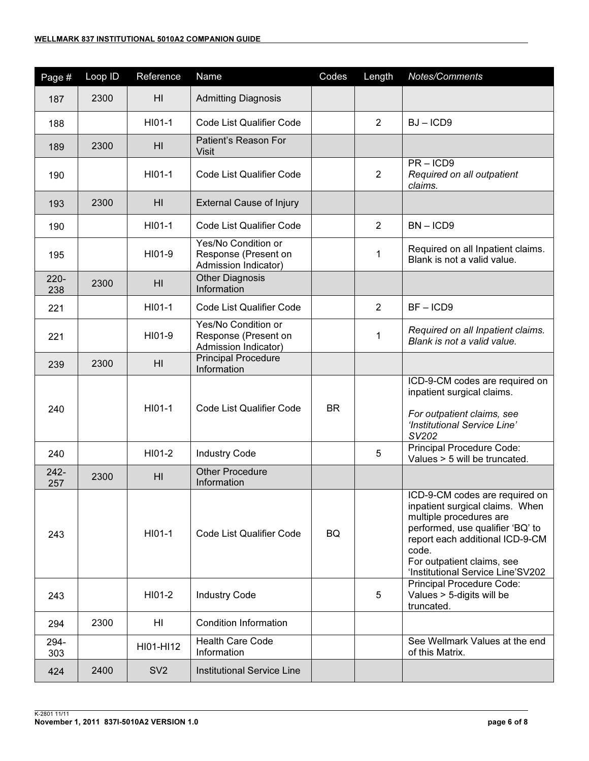| Page # | Loop ID | Reference | Name | Codes | Length | *Notes/Comments* |
|---|---|---|---|---|---|---|
| 187 | 2300 | HI | Admitting Diagnosis | | | |
| 188 | | HI01-1 | Code List Qualifier Code | | 2 | BJ – ICD9 |
| 189 | 2300 | HI | Patient's Reason For Visit | | | |
| 190 | | HI01-1 | Code List Qualifier Code | | 2 | PR – ICD9<br>*Required on all outpatient claims.* |
| 193 | 2300 | HI | External Cause of Injury | | | |
| 190 | | HI01-1 | Code List Qualifier Code | | 2 | BN – ICD9 |
| 195 | | HI01-9 | Yes/No Condition or Response (Present on Admission Indicator) | | 1 | Required on all Inpatient claims. Blank is not a valid value. |
| 220-238 | 2300 | HI | Other Diagnosis Information | | | |
| 221 | | HI01-1 | Code List Qualifier Code | | 2 | BF – ICD9 |
| 221 | | HI01-9 | Yes/No Condition or Response (Present on Admission Indicator) | | 1 | *Required on all Inpatient claims. Blank is not a valid value.* |
| 239 | 2300 | HI | Principal Procedure Information | | | |
| 240 | | HI01-1 | Code List Qualifier Code | BR | | ICD-9-CM codes are required on inpatient surgical claims.<br><br>*For outpatient claims, see 'Institutional Service Line' SV202* |
| 240 | | HI01-2 | Industry Code | | 5 | Principal Procedure Code: Values > 5 will be truncated. |
| 242-257 | 2300 | HI | Other Procedure Information | | | |
| 243 | | HI01-1 | Code List Qualifier Code | BQ | | ICD-9-CM codes are required on inpatient surgical claims. When multiple procedures are performed, use qualifier 'BQ' to report each additional ICD-9-CM code.<br>For outpatient claims, see 'Institutional Service Line'SV202 |
| 243 | | HI01-2 | Industry Code | | 5 | Principal Procedure Code: Values > 5-digits will be truncated. |
| 294 | 2300 | HI | Condition Information | | | |
| 294-303 | | HI01-HI12 | Health Care Code Information | | | See Wellmark Values at the end of this Matrix. |
| 424 | 2400 | SV2 | Institutional Service Line | | | |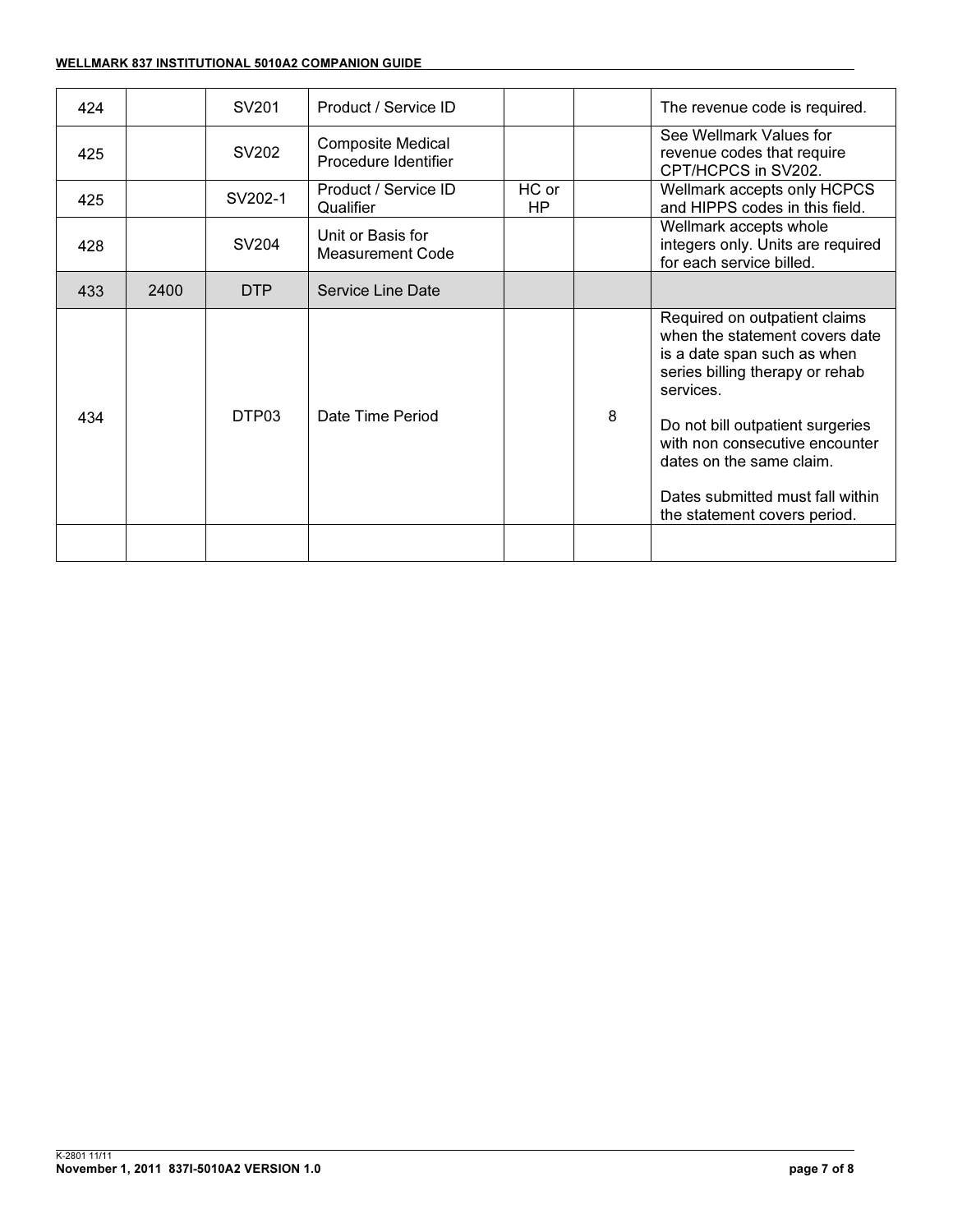| | | | | | | |
|---|---|---|---|---|---|---|
| 424 | | SV201 | Product / Service ID | | | The revenue code is required. |
| 425 | | SV202 | Composite Medical Procedure Identifier | | | See Wellmark Values for revenue codes that require CPT/HCPCS in SV202. |
| 425 | | SV202-1 | Product / Service ID Qualifier | HC or HP | | Wellmark accepts only HCPCS and HIPPS codes in this field. |
| 428 | | SV204 | Unit or Basis for Measurement Code | | | Wellmark accepts whole integers only. Units are required for each service billed. |
| 433 | 2400 | DTP | Service Line Date | | | |
| 434 | | DTP03 | Date Time Period | | 8 | Required on outpatient claims when the statement covers date is a date span such as when series billing therapy or rehab services.<br><br>Do not bill outpatient surgeries with non consecutive encounter dates on the same claim.<br><br>Dates submitted must fall within the statement covers period. |
| | | | | | | |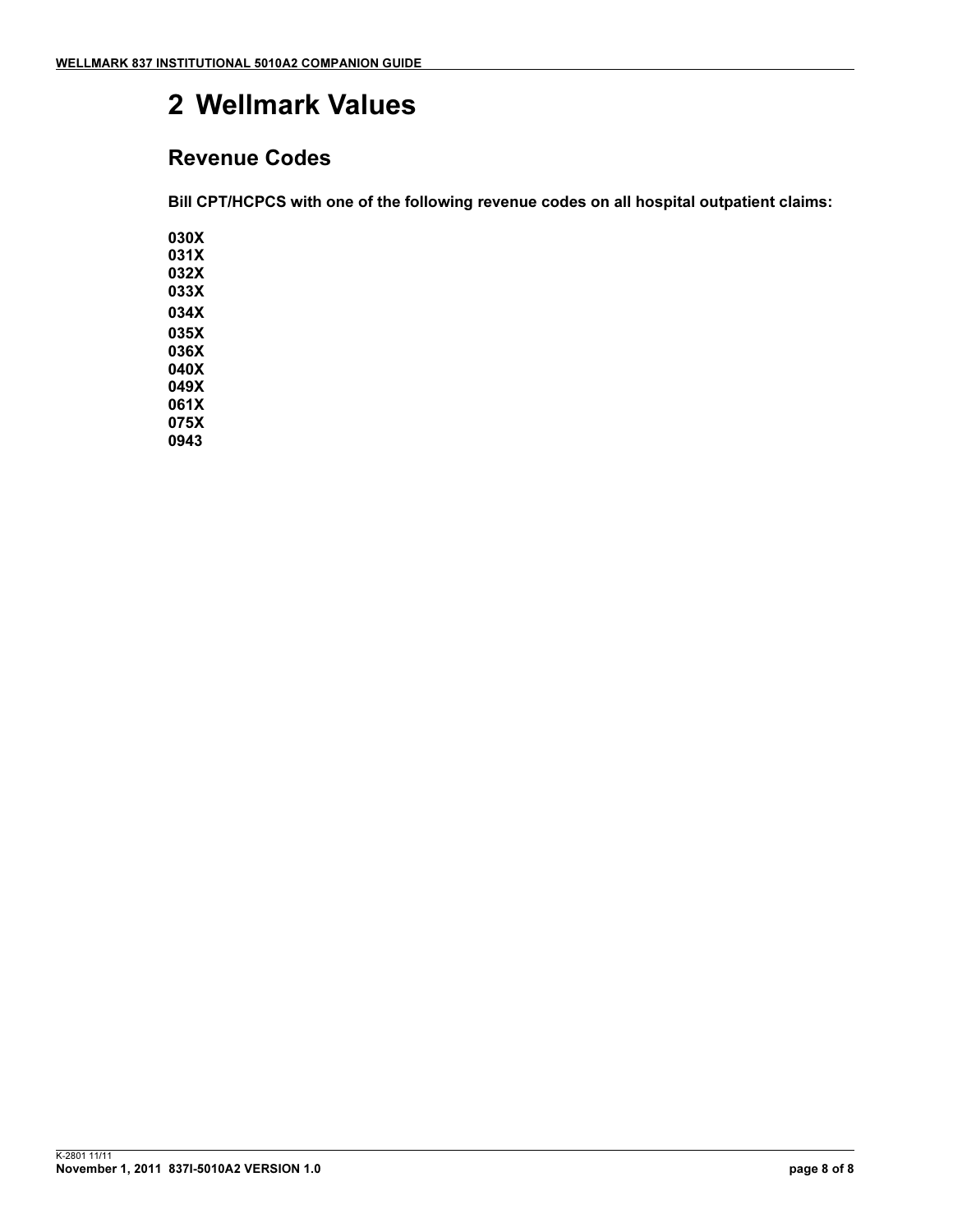# 2 Wellmark Values

## Revenue Codes

**Bill CPT/HCPCS with one of the following revenue codes on all hospital outpatient claims:**

**030X**
**031X**
**032X**
**033X**
**034X**
**035X**
**036X**
**040X**
**049X**
**061X**
**075X**
**0943**